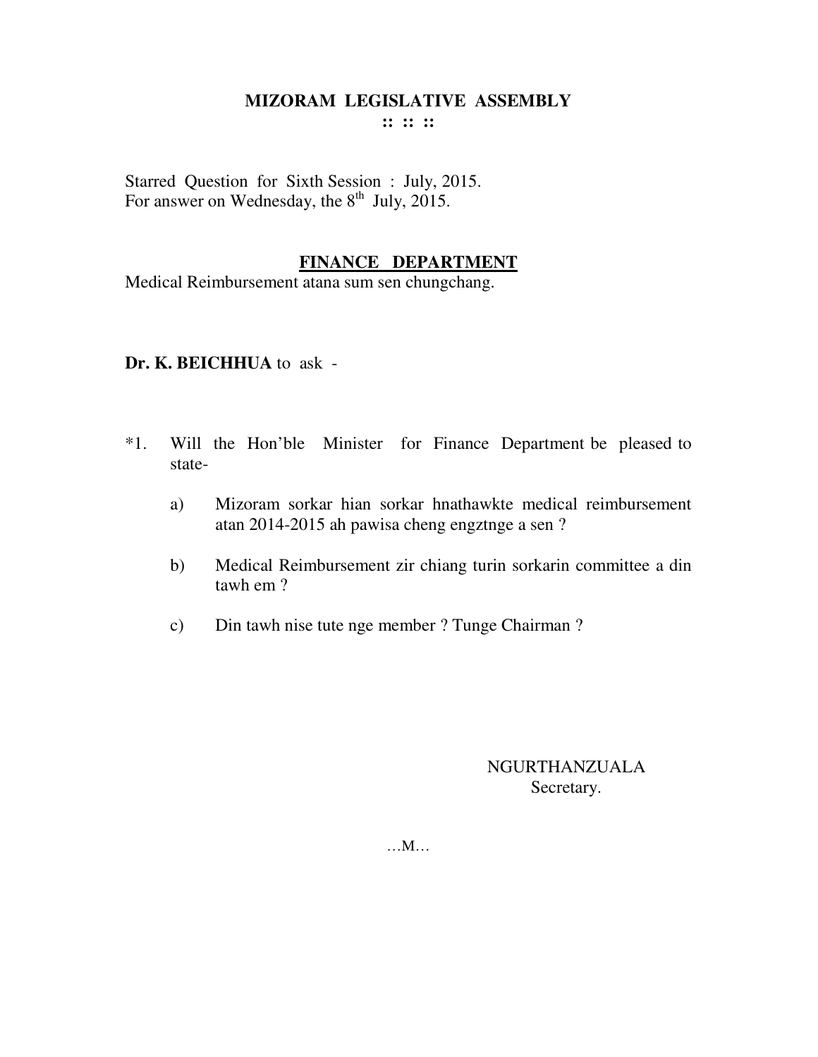# MIZORAM LEGISLATIVE ASSEMBLY

:: :: ::

Starred Question for Sixth Session : July, 2015.
For answer on Wednesday, the 8th July, 2015.

## FINANCE DEPARTMENT

Medical Reimbursement atana sum sen chungchang.

**Dr. K. BEICHHUA** to ask -

*1. Will the Hon'ble Minister for Finance Department be pleased to state-

a) Mizoram sorkar hian sorkar hnathawkte medical reimbursement atan 2014-2015 ah pawisa cheng engztnge a sen ?

b) Medical Reimbursement zir chiang turin sorkarin committee a din tawh em ?

c) Din tawh nise tute nge member ? Tunge Chairman ?

NGURTHANZUALA
Secretary.

…M…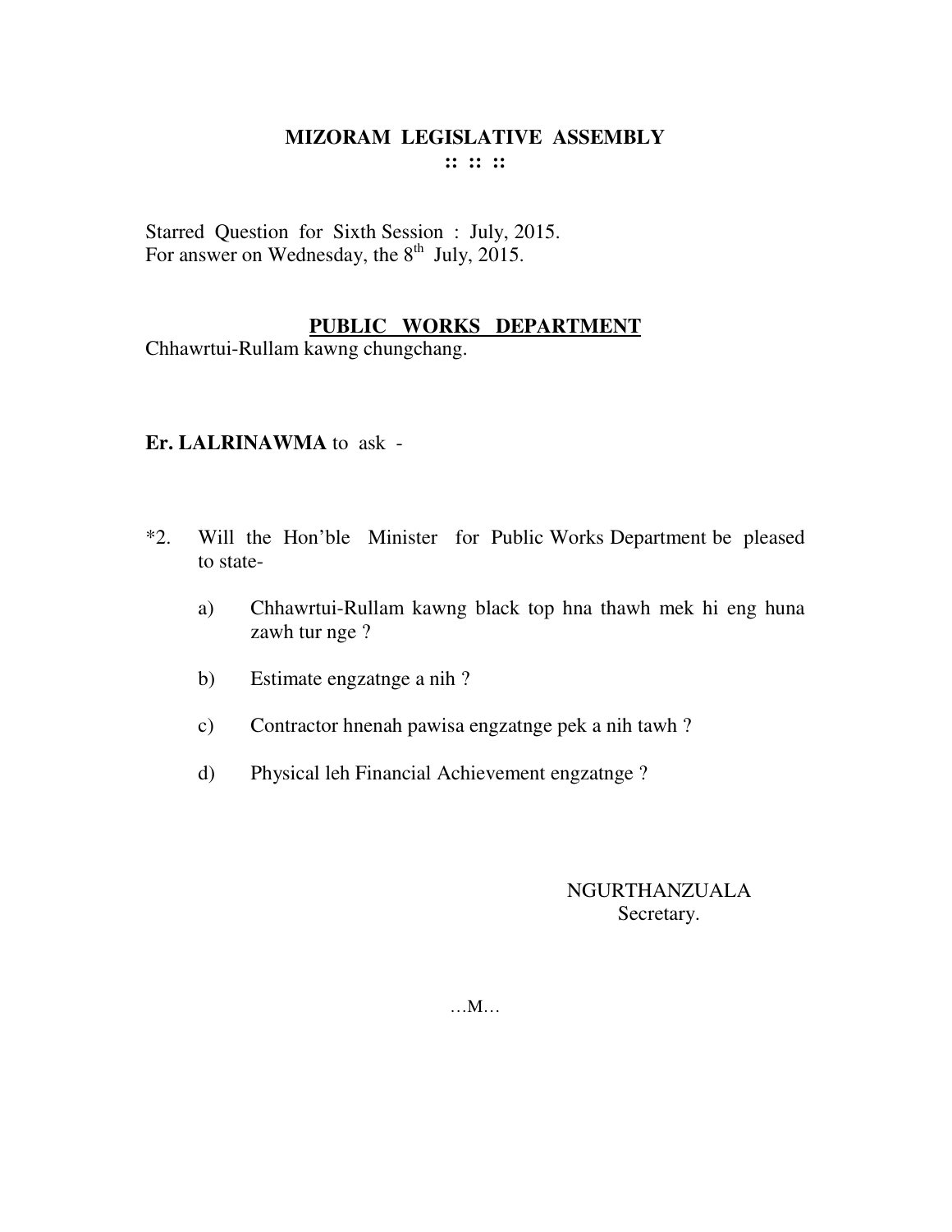# MIZORAM LEGISLATIVE ASSEMBLY

:: :: ::

Starred Question for Sixth Session : July, 2015.
For answer on Wednesday, the 8th July, 2015.

## PUBLIC WORKS DEPARTMENT

Chhawrtui-Rullam kawng chungchang.

**Er. LALRINAWMA** to ask -

*2. Will the Hon'ble Minister for Public Works Department be pleased to state-

a) Chhawrtui-Rullam kawng black top hna thawh mek hi eng huna zawh tur nge ?

b) Estimate engzatnge a nih ?

c) Contractor hnenah pawisa engzatnge pek a nih tawh ?

d) Physical leh Financial Achievement engzatnge ?

NGURTHANZUALA
Secretary.

…M…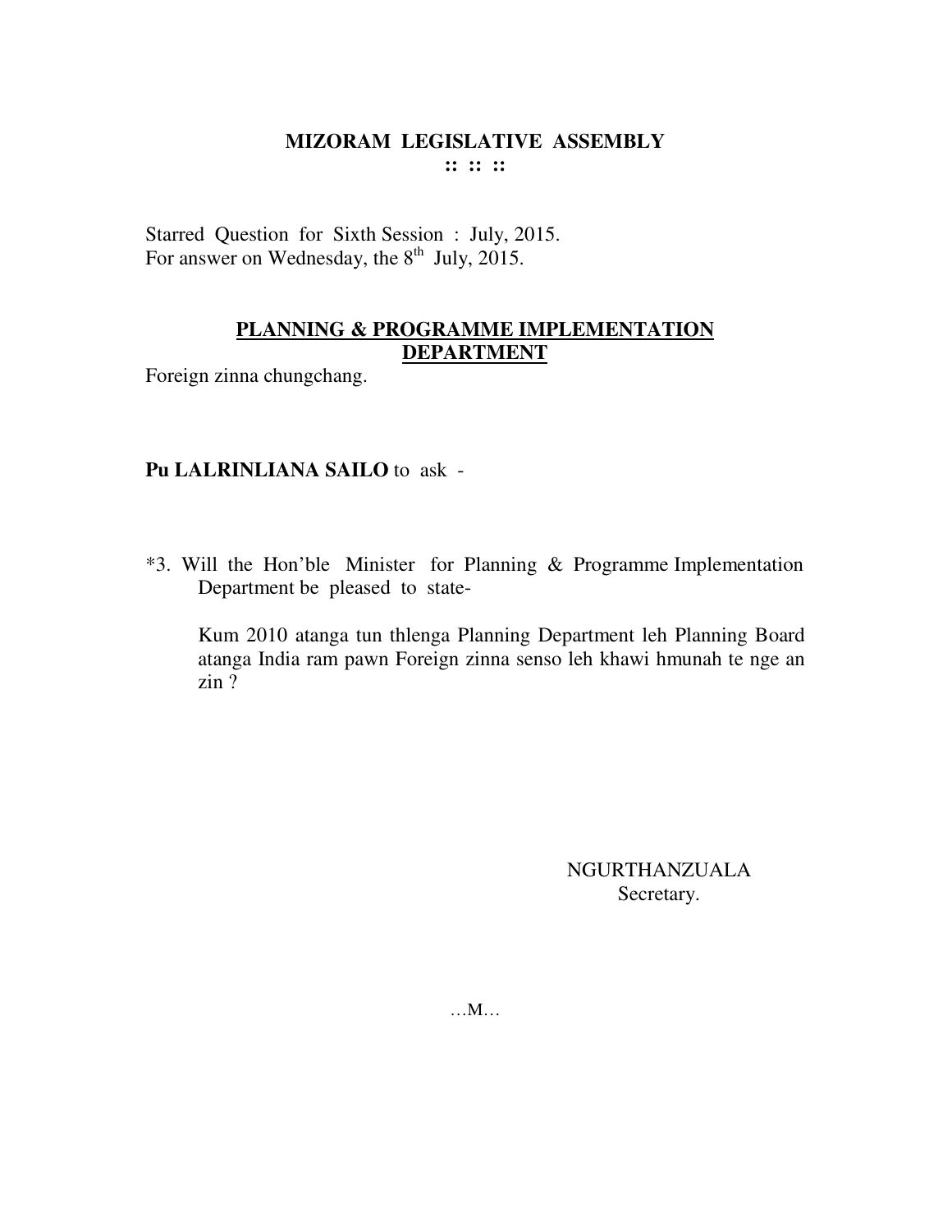# MIZORAM LEGISLATIVE ASSEMBLY

**:: :: ::**

Starred Question for Sixth Session : July, 2015.
For answer on Wednesday, the 8th July, 2015.

## PLANNING & PROGRAMME IMPLEMENTATION DEPARTMENT

Foreign zinna chungchang.

**Pu LALRINLIANA SAILO** to ask -

*3. Will the Hon'ble Minister for Planning & Programme Implementation Department be pleased to state-

Kum 2010 atanga tun thlenga Planning Department leh Planning Board atanga India ram pawn Foreign zinna senso leh khawi hmunah te nge an zin ?

NGURTHANZUALA
Secretary.

…M…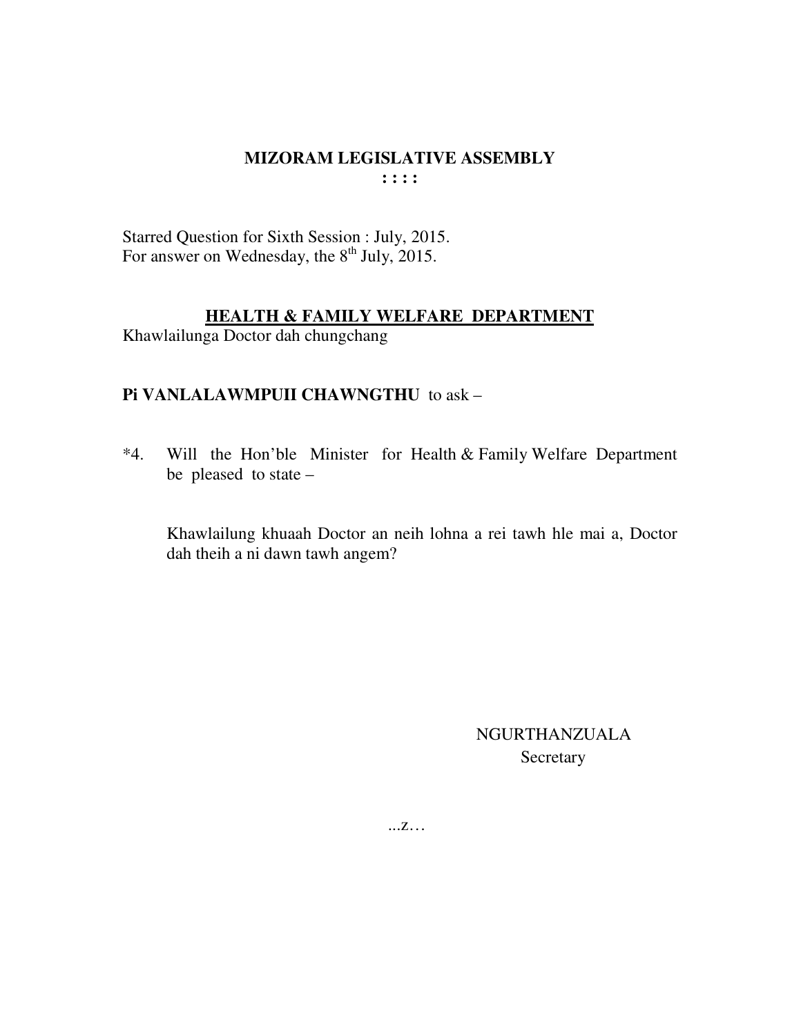# MIZORAM LEGISLATIVE ASSEMBLY

**: : : :**

Starred Question for Sixth Session : July, 2015.
For answer on Wednesday, the 8th July, 2015.

## HEALTH & FAMILY WELFARE DEPARTMENT

Khawlailunga Doctor dah chungchang

**Pi VANLALAWMPUII CHAWNGTHU** to ask –

*4. Will the Hon'ble Minister for Health & Family Welfare Department be pleased to state –

Khawlailung khuaah Doctor an neih lohna a rei tawh hle mai a, Doctor dah theih a ni dawn tawh angem?

NGURTHANZUALA
Secretary

...z…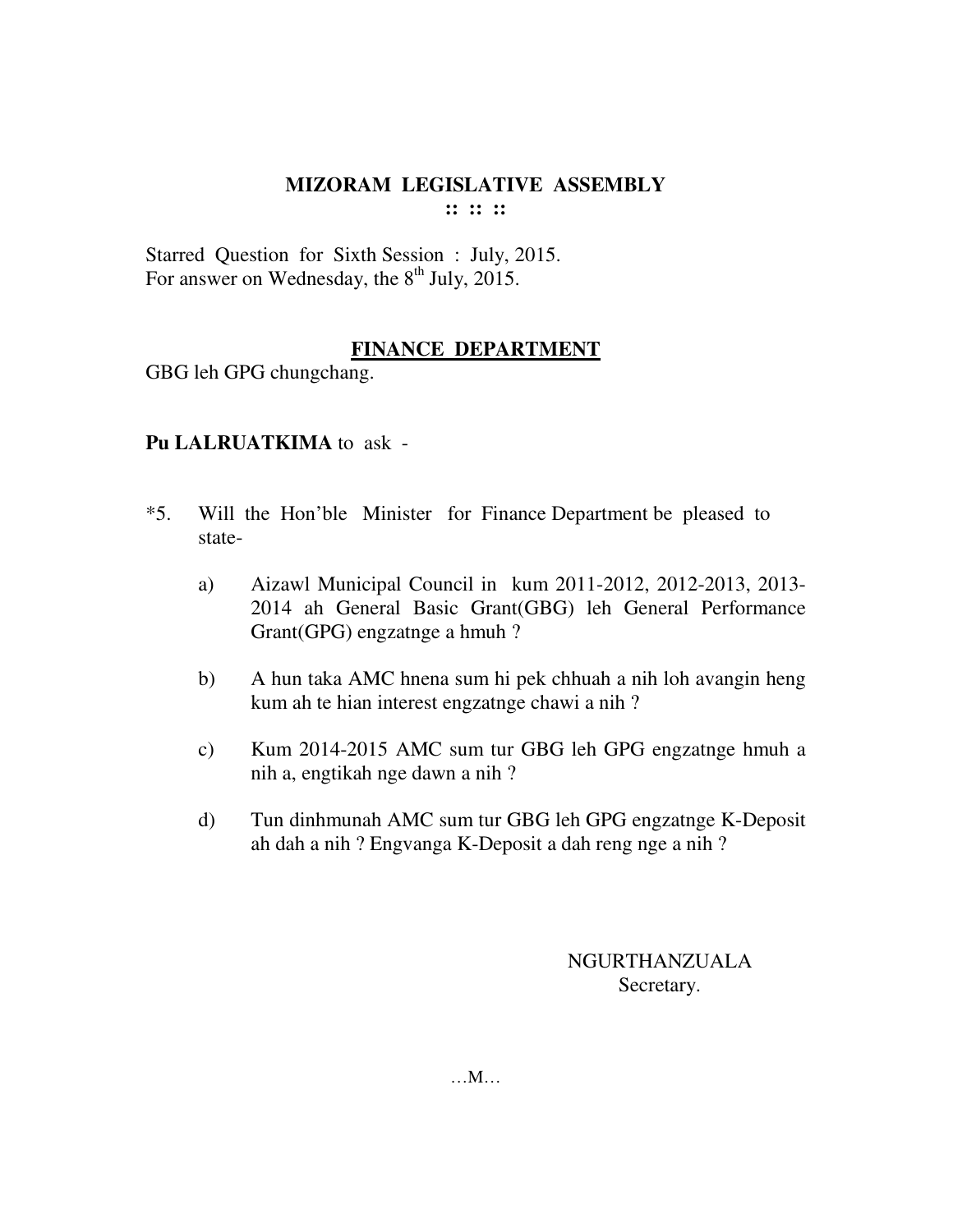# MIZORAM LEGISLATIVE ASSEMBLY

:: :: ::

Starred Question for Sixth Session : July, 2015.
For answer on Wednesday, the 8th July, 2015.

## FINANCE DEPARTMENT

GBG leh GPG chungchang.

**Pu LALRUATKIMA** to ask -

*5. Will the Hon'ble Minister for Finance Department be pleased to state-

a) Aizawl Municipal Council in kum 2011-2012, 2012-2013, 2013-2014 ah General Basic Grant(GBG) leh General Performance Grant(GPG) engzatnge a hmuh ?

b) A hun taka AMC hnena sum hi pek chhuah a nih loh avangin heng kum ah te hian interest engzatnge chawi a nih ?

c) Kum 2014-2015 AMC sum tur GBG leh GPG engzatnge hmuh a nih a, engtikah nge dawn a nih ?

d) Tun dinhmunah AMC sum tur GBG leh GPG engzatnge K-Deposit ah dah a nih ? Engvanga K-Deposit a dah reng nge a nih ?

NGURTHANZUALA
Secretary.

…M…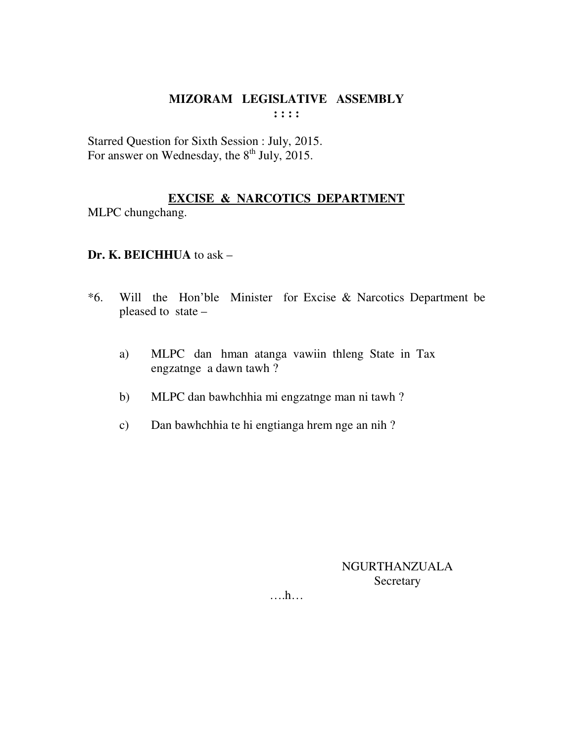# MIZORAM LEGISLATIVE ASSEMBLY

**: : : :**

Starred Question for Sixth Session : July, 2015.
For answer on Wednesday, the 8th July, 2015.

**EXCISE & NARCOTICS DEPARTMENT**

MLPC chungchang.

**Dr. K. BEICHHUA** to ask –

*6. Will the Hon'ble Minister for Excise & Narcotics Department be pleased to state –

a) MLPC dan hman atanga vawiin thleng State in Tax engzatnge a dawn tawh ?

b) MLPC dan bawhchhia mi engzatnge man ni tawh ?

c) Dan bawhchhia te hi engtianga hrem nge an nih ?

NGURTHANZUALA
Secretary

….h…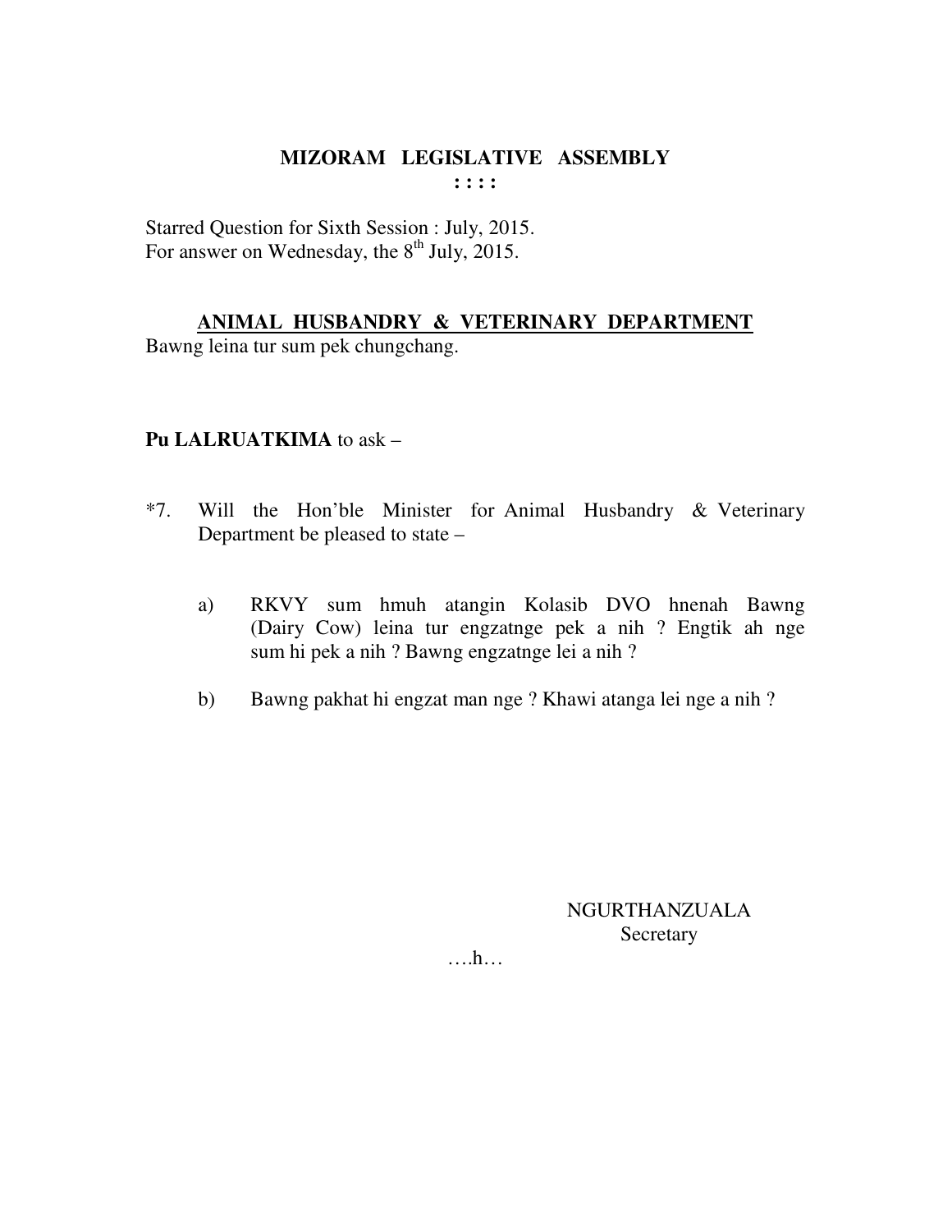# MIZORAM LEGISLATIVE ASSEMBLY

: : : :

Starred Question for Sixth Session : July, 2015.
For answer on Wednesday, the 8th July, 2015.

## ANIMAL HUSBANDRY & VETERINARY DEPARTMENT

Bawng leina tur sum pek chungchang.

**Pu LALRUATKIMA** to ask –

*7. Will the Hon'ble Minister for Animal Husbandry & Veterinary Department be pleased to state –

a) RKVY sum hmuh atangin Kolasib DVO hnenah Bawng (Dairy Cow) leina tur engzatnge pek a nih ? Engtik ah nge sum hi pek a nih ? Bawng engzatnge lei a nih ?

b) Bawng pakhat hi engzat man nge ? Khawi atanga lei nge a nih ?

NGURTHANZUALA
Secretary

….h…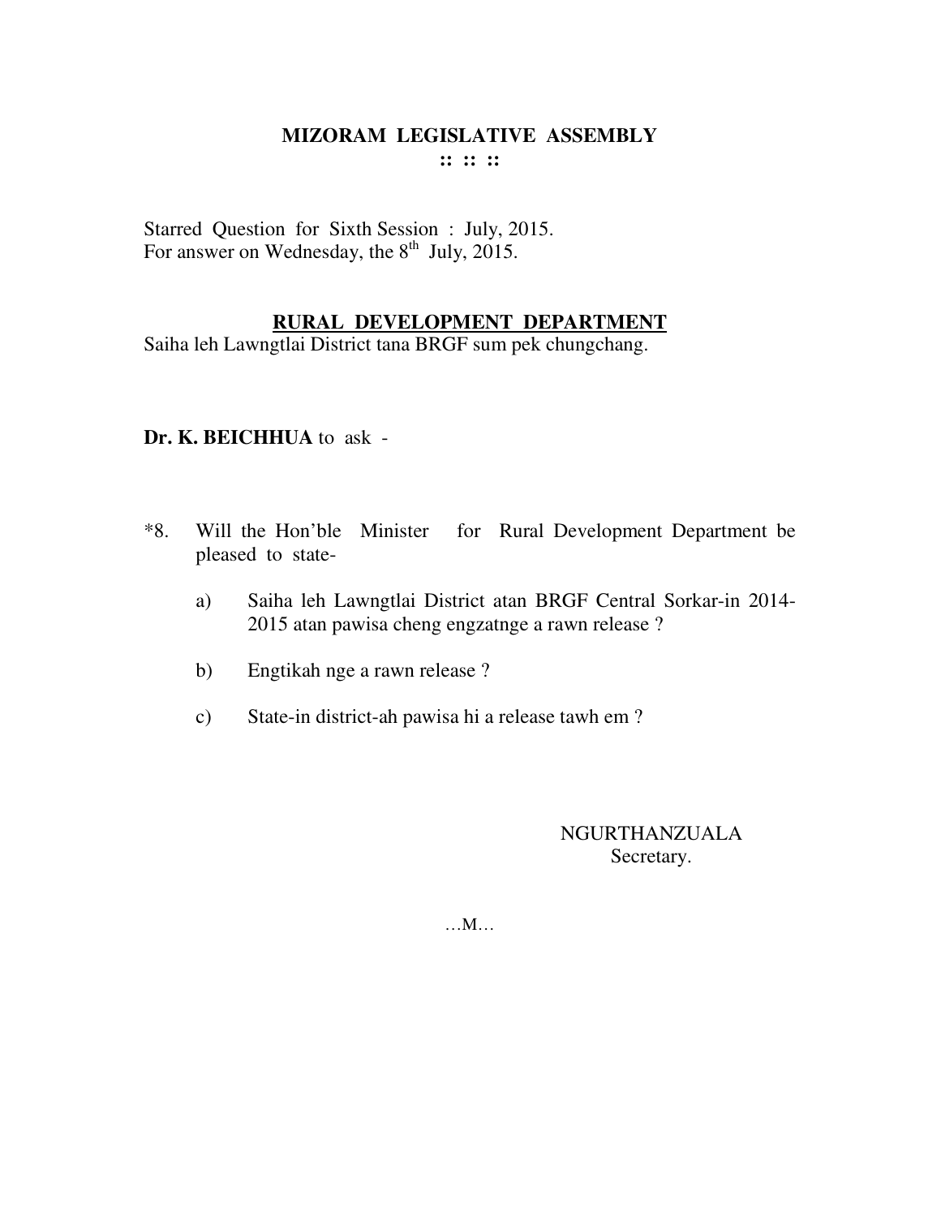# MIZORAM LEGISLATIVE ASSEMBLY

**:: :: ::**

Starred Question for Sixth Session : July, 2015.
For answer on Wednesday, the 8th July, 2015.

## RURAL DEVELOPMENT DEPARTMENT

Saiha leh Lawngtlai District tana BRGF sum pek chungchang.

**Dr. K. BEICHHUA** to ask -

*8. Will the Hon'ble Minister for Rural Development Department be pleased to state-

a) Saiha leh Lawngtlai District atan BRGF Central Sorkar-in 2014-2015 atan pawisa cheng engzatnge a rawn release ?

b) Engtikah nge a rawn release ?

c) State-in district-ah pawisa hi a release tawh em ?

NGURTHANZUALA
Secretary.

…M…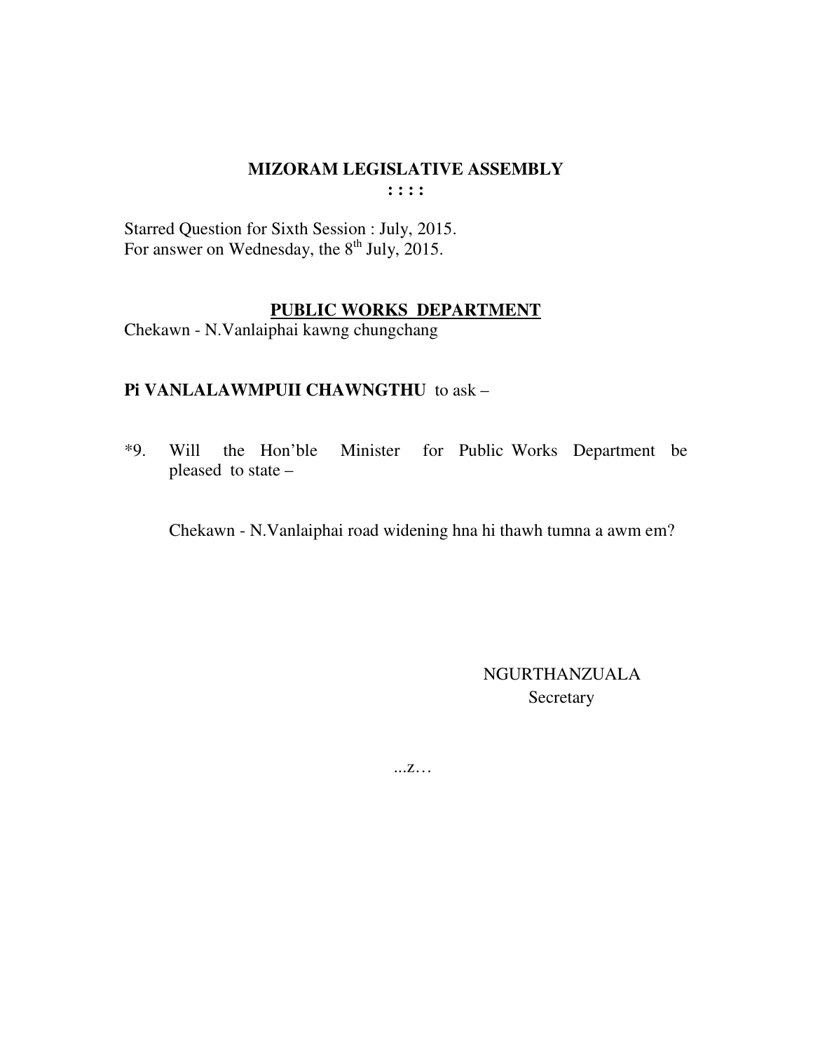# MIZORAM LEGISLATIVE ASSEMBLY

**: : : :**

Starred Question for Sixth Session : July, 2015.
For answer on Wednesday, the 8th July, 2015.

## PUBLIC WORKS DEPARTMENT

Chekawn - N.Vanlaiphai kawng chungchang

**Pi VANLALAWMPUII CHAWNGTHU** to ask –

*9. Will the Hon'ble Minister for Public Works Department be pleased to state –

Chekawn - N.Vanlaiphai road widening hna hi thawh tumna a awm em?

NGURTHANZUALA
Secretary

...z…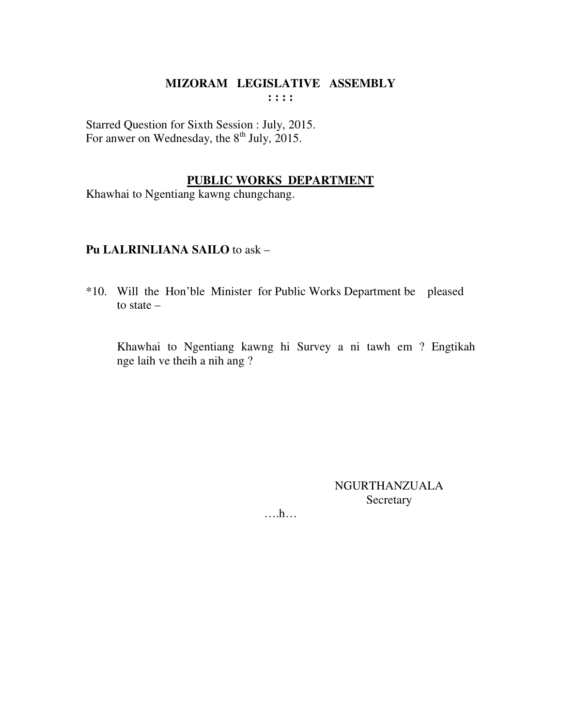**MIZORAM LEGISLATIVE ASSEMBLY**
**: : : :**

Starred Question for Sixth Session : July, 2015.
For anwer on Wednesday, the 8th July, 2015.

**PUBLIC WORKS DEPARTMENT**

Khawhai to Ngentiang kawng chungchang.

**Pu LALRINLIANA SAILO** to ask –

*10. Will the Hon'ble Minister for Public Works Department be pleased to state –

Khawhai to Ngentiang kawng hi Survey a ni tawh em ? Engtikah nge laih ve theih a nih ang ?

NGURTHANZUALA
Secretary

….h…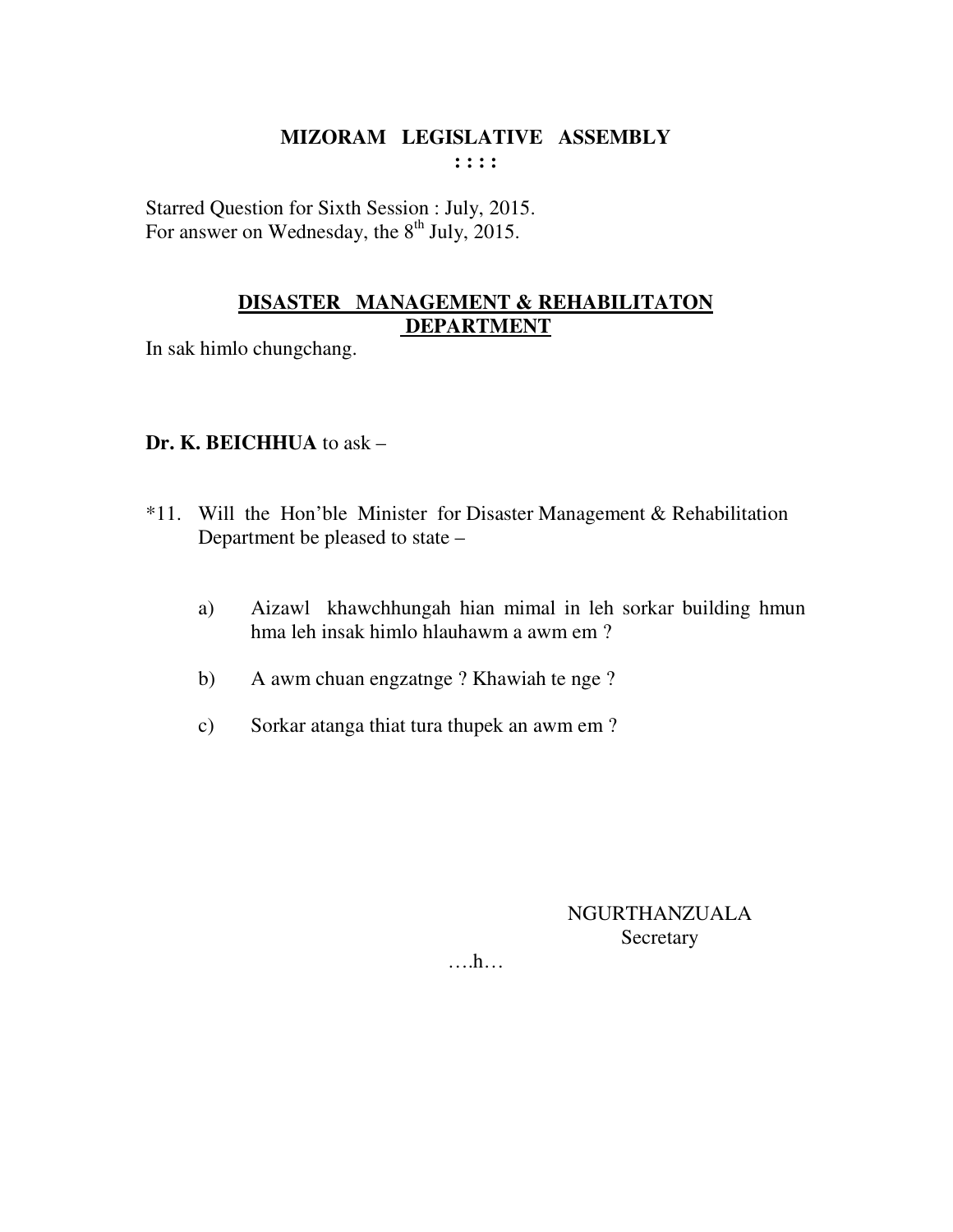# MIZORAM LEGISLATIVE ASSEMBLY

: : : :

Starred Question for Sixth Session : July, 2015.
For answer on Wednesday, the 8th July, 2015.

## DISASTER MANAGEMENT & REHABILITATON DEPARTMENT

In sak himlo chungchang.

**Dr. K. BEICHHUA** to ask –

*11. Will the Hon'ble Minister for Disaster Management & Rehabilitation Department be pleased to state –

a) Aizawl khawchhungah hian mimal in leh sorkar building hmun hma leh insak himlo hlauhawm a awm em ?

b) A awm chuan engzatnge ? Khawiah te nge ?

c) Sorkar atanga thiat tura thupek an awm em ?

NGURTHANZUALA
Secretary

….h…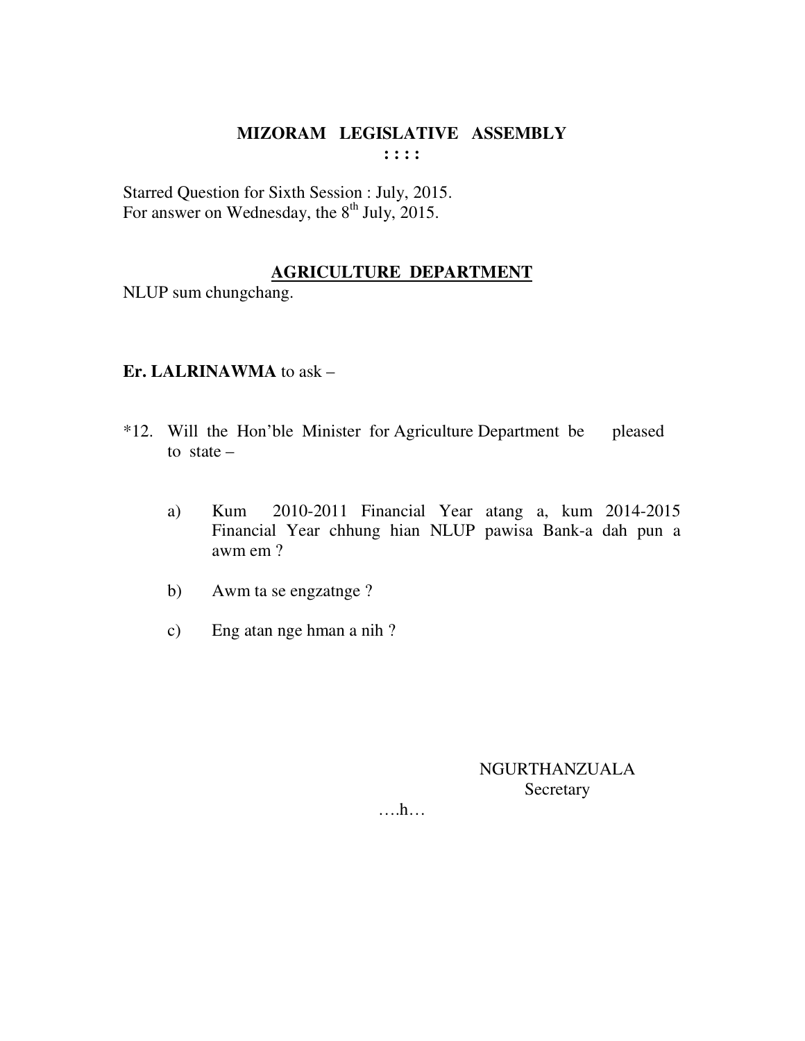# MIZORAM LEGISLATIVE ASSEMBLY

**: : : :**

Starred Question for Sixth Session : July, 2015.
For answer on Wednesday, the 8th July, 2015.

## AGRICULTURE DEPARTMENT

NLUP sum chungchang.

**Er. LALRINAWMA** to ask –

*12. Will the Hon'ble Minister for Agriculture Department be pleased to state –

a) Kum 2010-2011 Financial Year atang a, kum 2014-2015 Financial Year chhung hian NLUP pawisa Bank-a dah pun a awm em ?

b) Awm ta se engzatnge ?

c) Eng atan nge hman a nih ?

NGURTHANZUALA
Secretary

….h…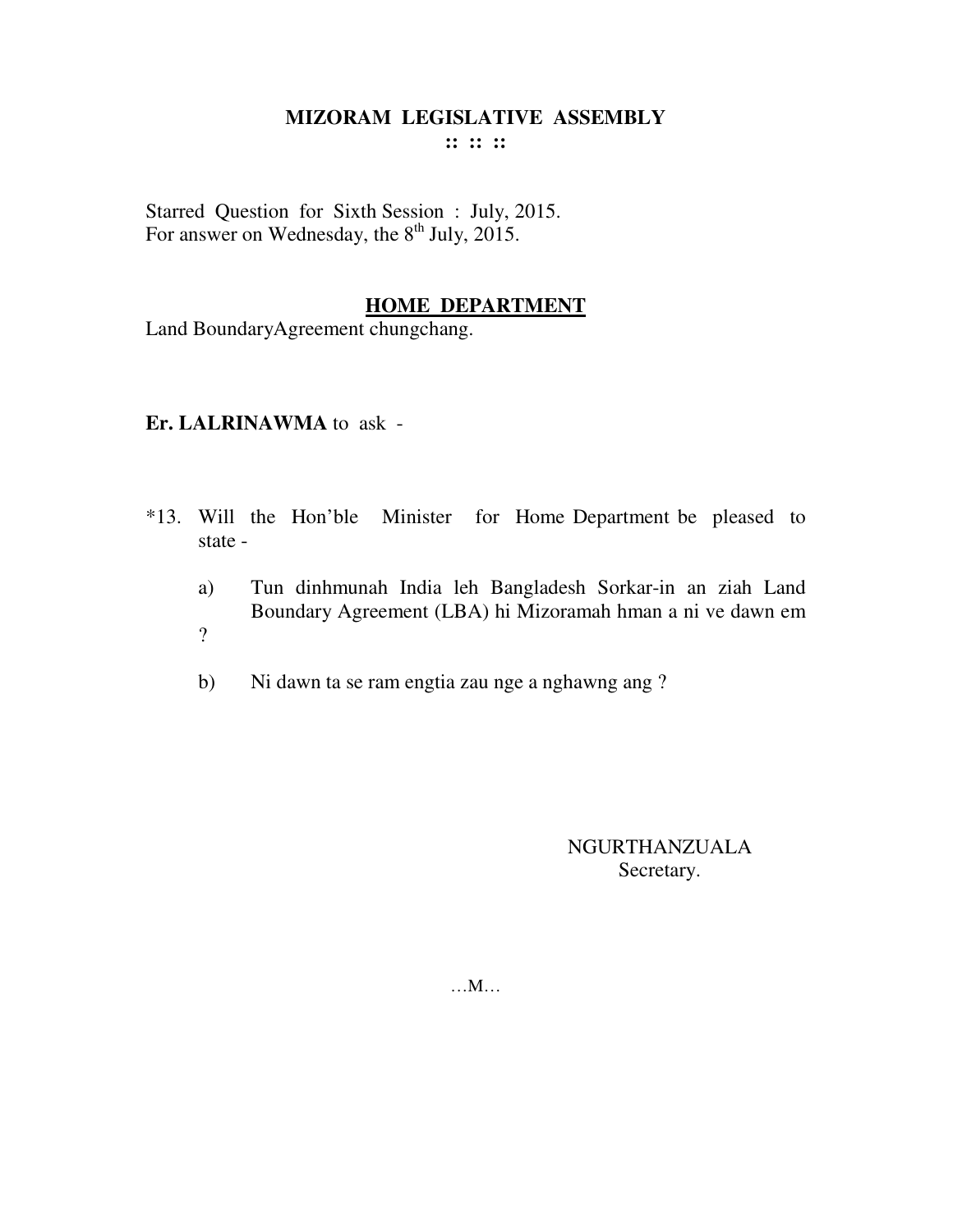# MIZORAM LEGISLATIVE ASSEMBLY

:: :: ::

Starred Question for Sixth Session : July, 2015.
For answer on Wednesday, the 8th July, 2015.

## HOME DEPARTMENT

Land BoundaryAgreement chungchang.

**Er. LALRINAWMA** to ask -

*13. Will the Hon'ble Minister for Home Department be pleased to state -

a) Tun dinhmunah India leh Bangladesh Sorkar-in an ziah Land Boundary Agreement (LBA) hi Mizoramah hman a ni ve dawn em ?

b) Ni dawn ta se ram engtia zau nge a nghawng ang ?

NGURTHANZUALA
Secretary.

…M…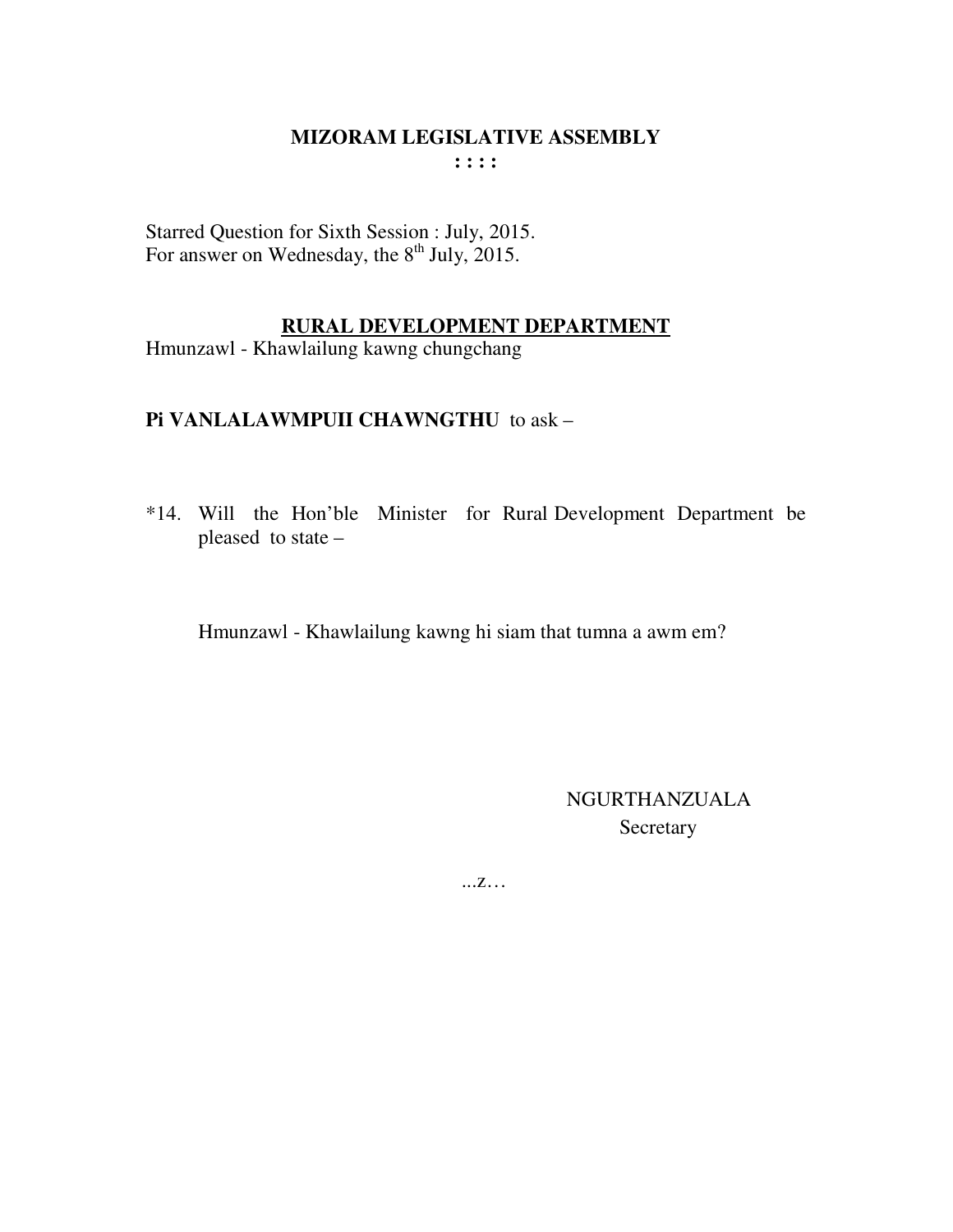# MIZORAM LEGISLATIVE ASSEMBLY

**: : : :**

Starred Question for Sixth Session : July, 2015.
For answer on Wednesday, the 8th July, 2015.

## RURAL DEVELOPMENT DEPARTMENT

Hmunzawl - Khawlailung kawng chungchang

**Pi VANLALAWMPUII CHAWNGTHU** to ask –

*14. Will the Hon'ble Minister for Rural Development Department be pleased to state –

Hmunzawl - Khawlailung kawng hi siam that tumna a awm em?

NGURTHANZUALA
Secretary

...z…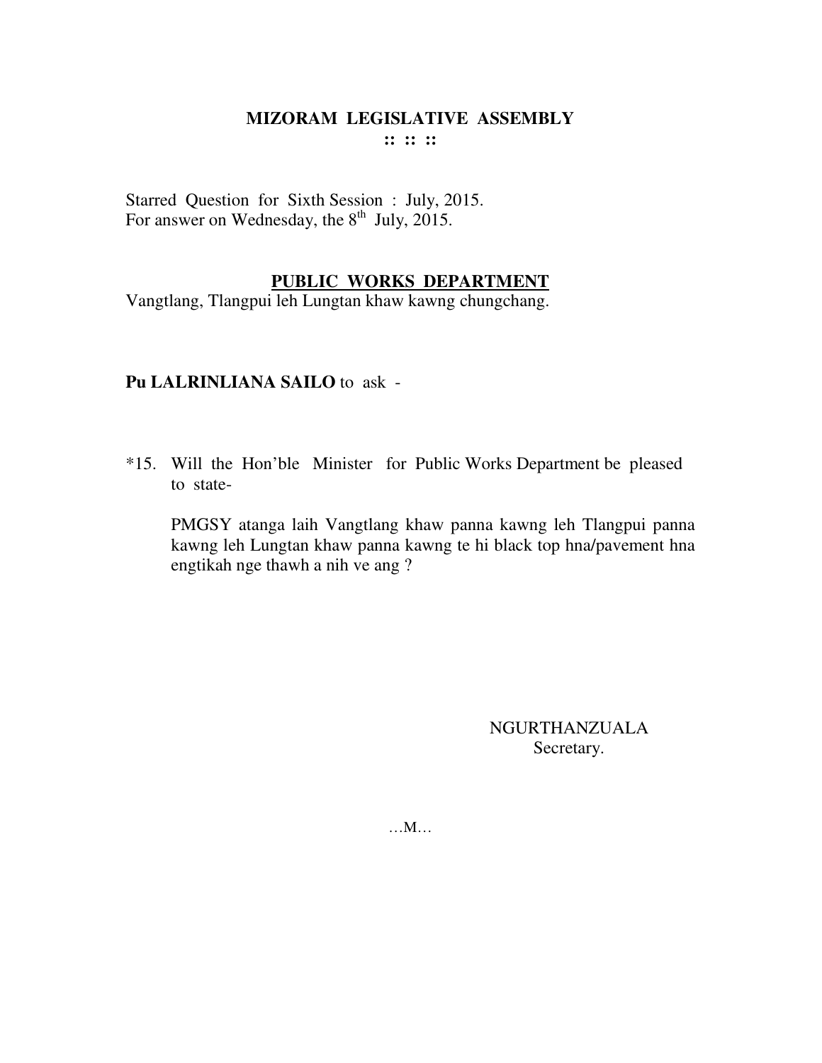**MIZORAM LEGISLATIVE ASSEMBLY**
**:: :: ::**

Starred Question for Sixth Session : July, 2015.
For answer on Wednesday, the 8th July, 2015.

**PUBLIC WORKS DEPARTMENT**

Vangtlang, Tlangpui leh Lungtan khaw kawng chungchang.

**Pu LALRINLIANA SAILO** to ask -

*15. Will the Hon'ble Minister for Public Works Department be pleased to state-

PMGSY atanga laih Vangtlang khaw panna kawng leh Tlangpui panna kawng leh Lungtan khaw panna kawng te hi black top hna/pavement hna engtikah nge thawh a nih ve ang ?

NGURTHANZUALA
Secretary.

…M…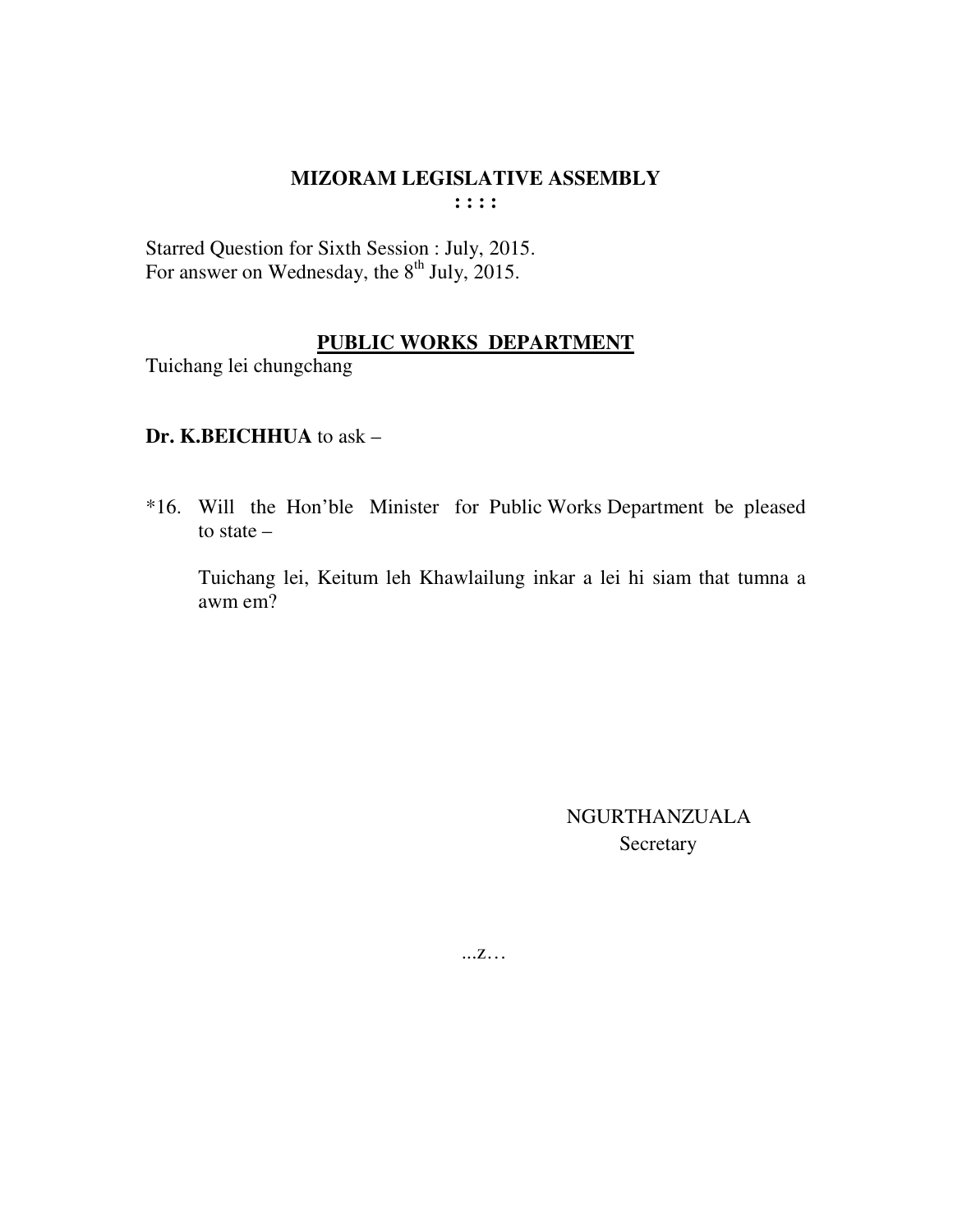**MIZORAM LEGISLATIVE ASSEMBLY**
**: : : :**

Starred Question for Sixth Session : July, 2015.
For answer on Wednesday, the 8th July, 2015.

**PUBLIC WORKS DEPARTMENT**

Tuichang lei chungchang

**Dr. K.BEICHHUA** to ask –

*16. Will the Hon'ble Minister for Public Works Department be pleased to state –

Tuichang lei, Keitum leh Khawlailung inkar a lei hi siam that tumna a awm em?

NGURTHANZUALA
Secretary

...z…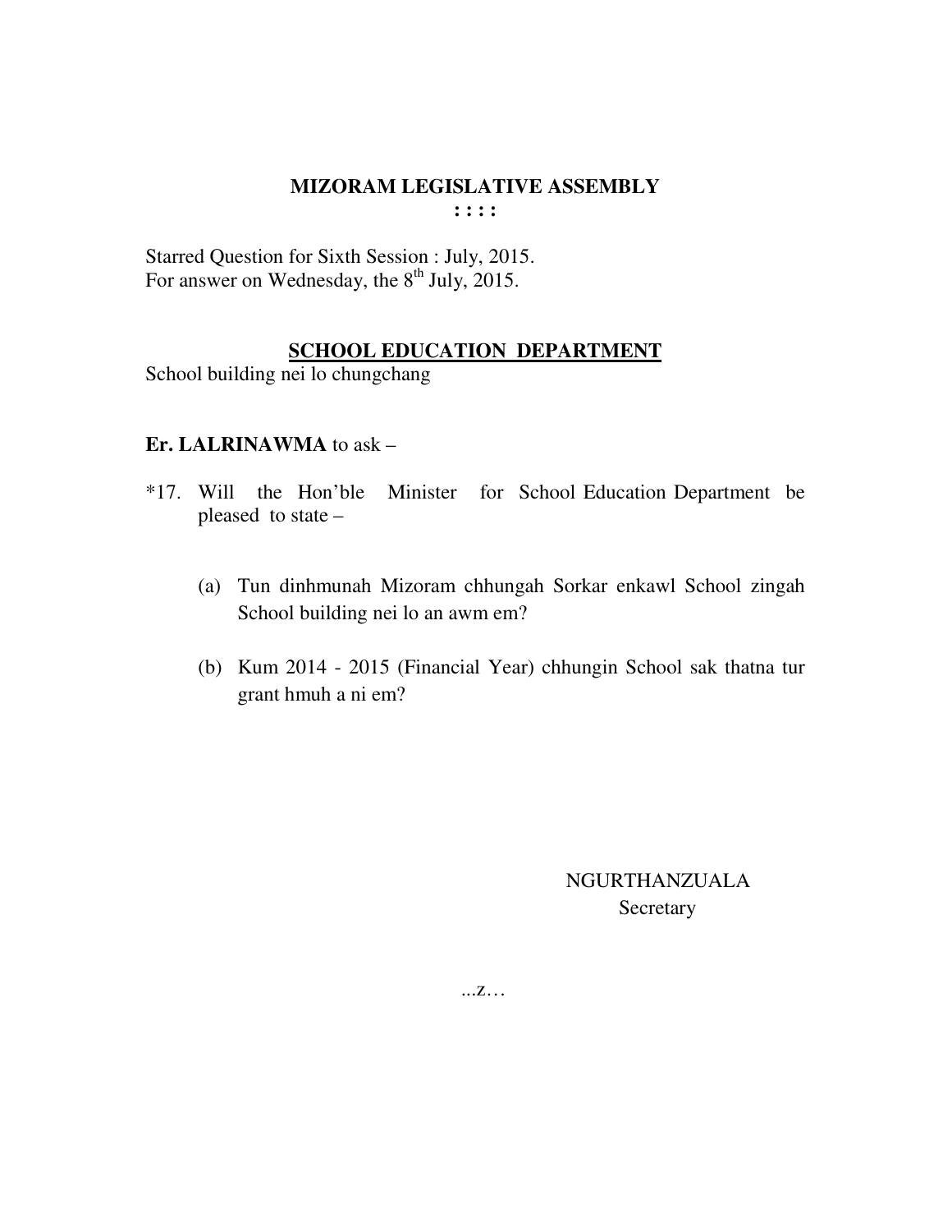# MIZORAM LEGISLATIVE ASSEMBLY

**: : : :**

Starred Question for Sixth Session : July, 2015.
For answer on Wednesday, the 8th July, 2015.

## SCHOOL EDUCATION DEPARTMENT

School building nei lo chungchang

**Er. LALRINAWMA** to ask –

*17. Will the Hon'ble Minister for School Education Department be pleased to state –

(a) Tun dinhmunah Mizoram chhungah Sorkar enkawl School zingah School building nei lo an awm em?

(b) Kum 2014 - 2015 (Financial Year) chhungin School sak thatna tur grant hmuh a ni em?

NGURTHANZUALA
Secretary

...z…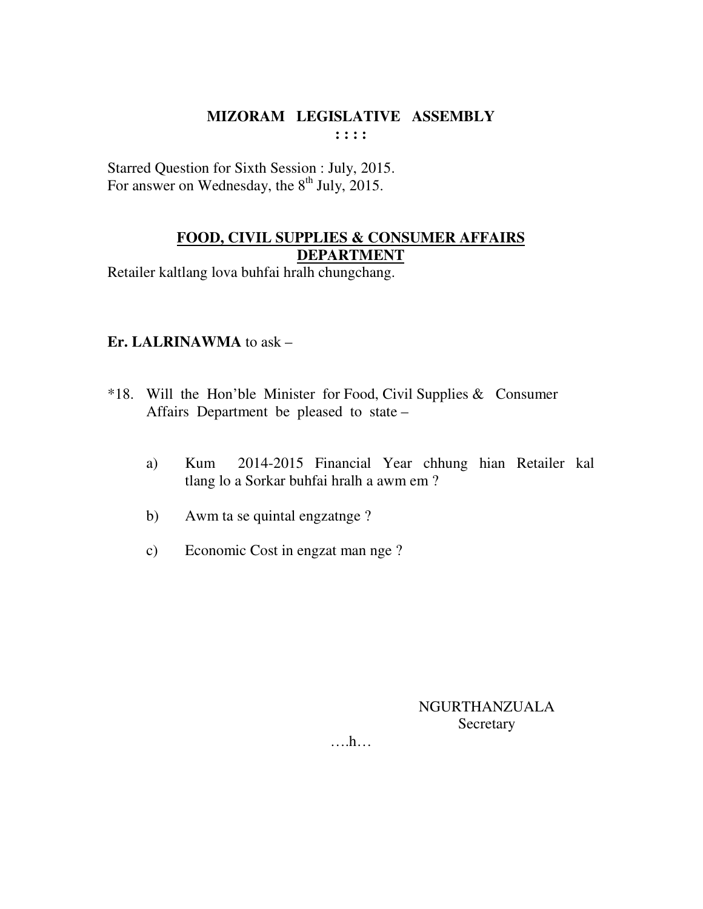# MIZORAM LEGISLATIVE ASSEMBLY

: : : :

Starred Question for Sixth Session : July, 2015.
For answer on Wednesday, the 8th July, 2015.

## FOOD, CIVIL SUPPLIES & CONSUMER AFFAIRS DEPARTMENT

Retailer kaltlang lova buhfai hralh chungchang.

**Er. LALRINAWMA** to ask –

*18. Will the Hon'ble Minister for Food, Civil Supplies & Consumer Affairs Department be pleased to state –

a) Kum 2014-2015 Financial Year chhung hian Retailer kal tlang lo a Sorkar buhfai hralh a awm em ?

b) Awm ta se quintal engzatnge ?

c) Economic Cost in engzat man nge ?

NGURTHANZUALA
Secretary

….h…